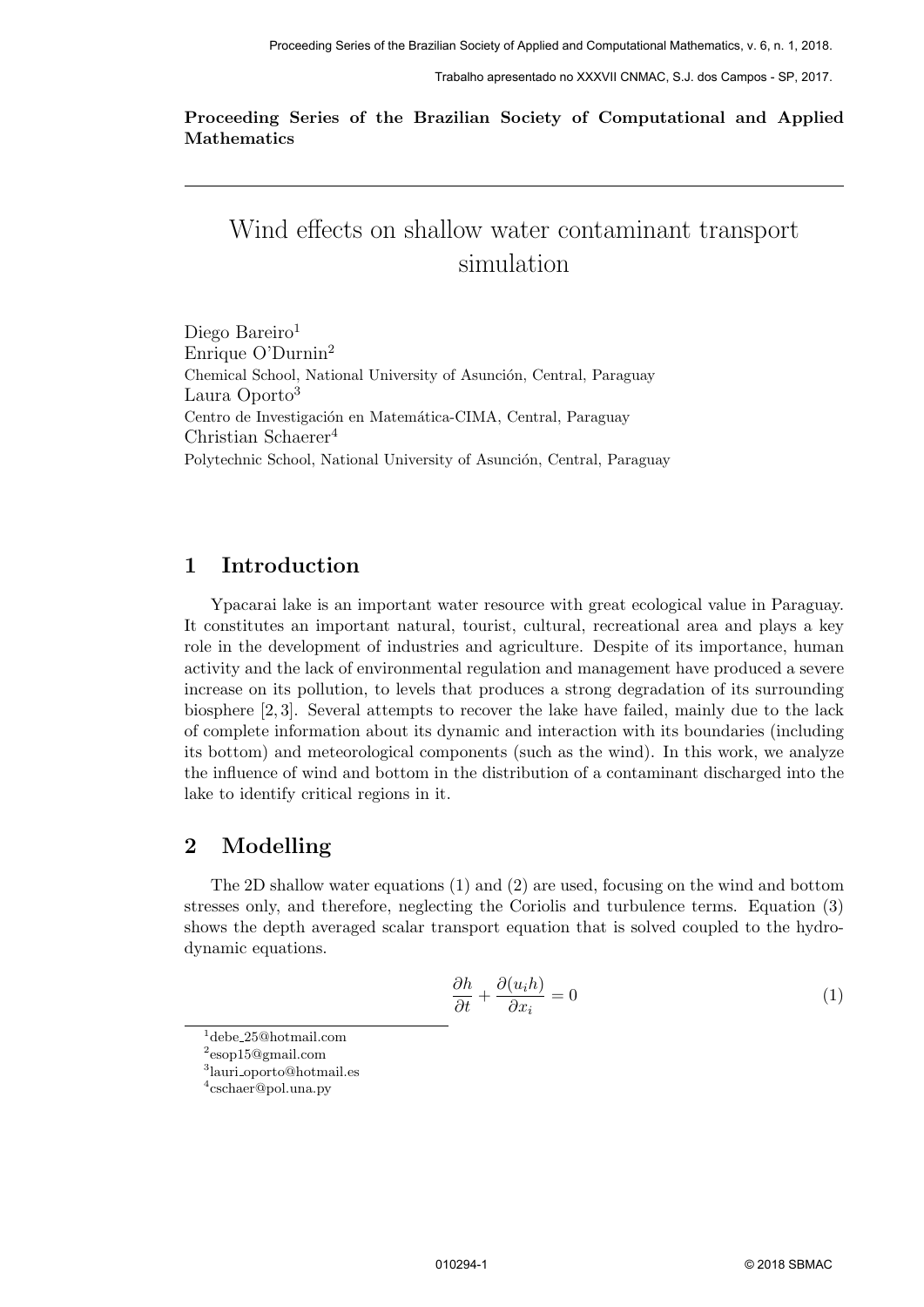**Proceeding Series of the Brazilian Society of Computational and Applied Mathematics**

# Wind effects on shallow water contaminant transport simulation

Diego Bareiro[1]
Enrique O'Durnin[2]
Chemical School, National University of Asunción, Central, Paraguay
Laura Oporto[3]
Centro de Investigación en Matemática-CIMA, Central, Paraguay
Christian Schaerer[4]
Polytechnic School, National University of Asunción, Central, Paraguay

## 1 Introduction

Ypacarai lake is an important water resource with great ecological value in Paraguay. It constitutes an important natural, tourist, cultural, recreational area and plays a key role in the development of industries and agriculture. Despite of its importance, human activity and the lack of environmental regulation and management have produced a severe increase on its pollution, to levels that produces a strong degradation of its surrounding biosphere [2, 3]. Several attempts to recover the lake have failed, mainly due to the lack of complete information about its dynamic and interaction with its boundaries (including its bottom) and meteorological components (such as the wind). In this work, we analyze the influence of wind and bottom in the distribution of a contaminant discharged into the lake to identify critical regions in it.

## 2 Modelling

The 2D shallow water equations (1) and (2) are used, focusing on the wind and bottom stresses only, and therefore, neglecting the Coriolis and turbulence terms. Equation (3) shows the depth averaged scalar transport equation that is solved coupled to the hydrodynamic equations.

$$\frac{\partial h}{\partial t} + \frac{\partial (u_i h)}{\partial x_i} = 0 \tag{1}$$

[1] debe_25@hotmail.com
[2] esop15@gmail.com
[3] lauri_oporto@hotmail.es
[4] cschaer@pol.una.py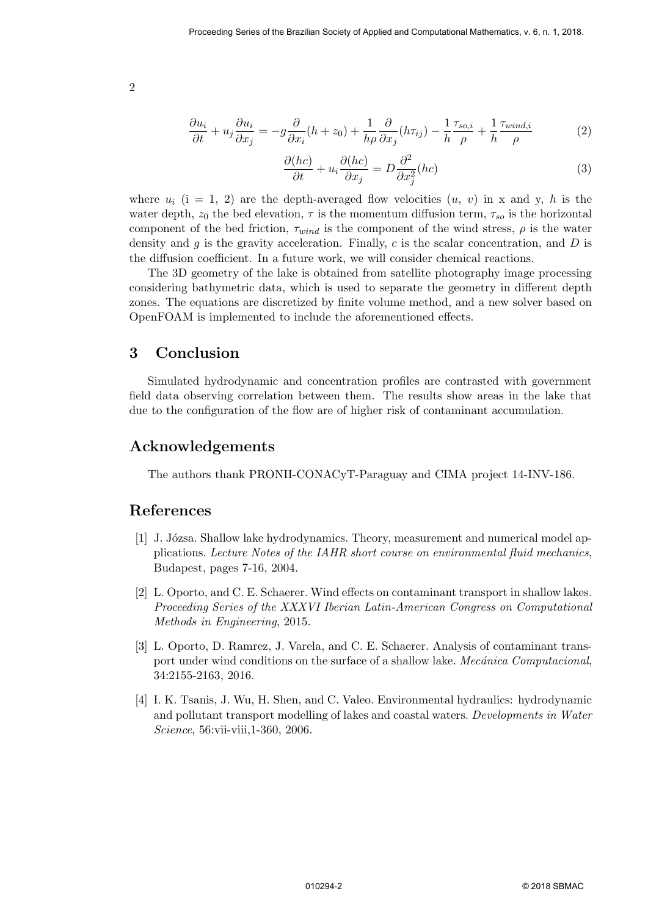$$\frac{\partial u_i}{\partial t} + u_j \frac{\partial u_i}{\partial x_j} = -g \frac{\partial}{\partial x_i}(h + z_0) + \frac{1}{h\rho} \frac{\partial}{\partial x_j}(h\tau_{ij}) - \frac{1}{h} \frac{\tau_{so,i}}{\rho} + \frac{1}{h} \frac{\tau_{wind,i}}{\rho} \tag{2}$$

$$\frac{\partial (hc)}{\partial t} + u_i \frac{\partial (hc)}{\partial x_j} = D \frac{\partial^2}{\partial x_j^2}(hc) \tag{3}$$

where $u_i$ (i = 1, 2) are the depth-averaged flow velocities ($u$, $v$) in x and y, $h$ is the water depth, $z_0$ the bed elevation, $\tau$ is the momentum diffusion term, $\tau_{so}$ is the horizontal component of the bed friction, $\tau_{wind}$ is the component of the wind stress, $\rho$ is the water density and $g$ is the gravity acceleration. Finally, $c$ is the scalar concentration, and $D$ is the diffusion coefficient. In a future work, we will consider chemical reactions.

The 3D geometry of the lake is obtained from satellite photography image processing considering bathymetric data, which is used to separate the geometry in different depth zones. The equations are discretized by finite volume method, and a new solver based on OpenFOAM is implemented to include the aforementioned effects.

## 3 Conclusion

Simulated hydrodynamic and concentration profiles are contrasted with government field data observing correlation between them. The results show areas in the lake that due to the configuration of the flow are of higher risk of contaminant accumulation.

## Acknowledgements

The authors thank PRONII-CONACyT-Paraguay and CIMA project 14-INV-186.

## References

[1] J. Józsa. Shallow lake hydrodynamics. Theory, measurement and numerical model applications. *Lecture Notes of the IAHR short course on environmental fluid mechanics*, Budapest, pages 7-16, 2004.

[2] L. Oporto, and C. E. Schaerer. Wind effects on contaminant transport in shallow lakes. *Proceeding Series of the XXXVI Iberian Latin-American Congress on Computational Methods in Engineering*, 2015.

[3] L. Oporto, D. Ramrez, J. Varela, and C. E. Schaerer. Analysis of contaminant transport under wind conditions on the surface of a shallow lake. *Mecánica Computacional*, 34:2155-2163, 2016.

[4] I. K. Tsanis, J. Wu, H. Shen, and C. Valeo. Environmental hydraulics: hydrodynamic and pollutant transport modelling of lakes and coastal waters. *Developments in Water Science*, 56:vii-viii,1-360, 2006.